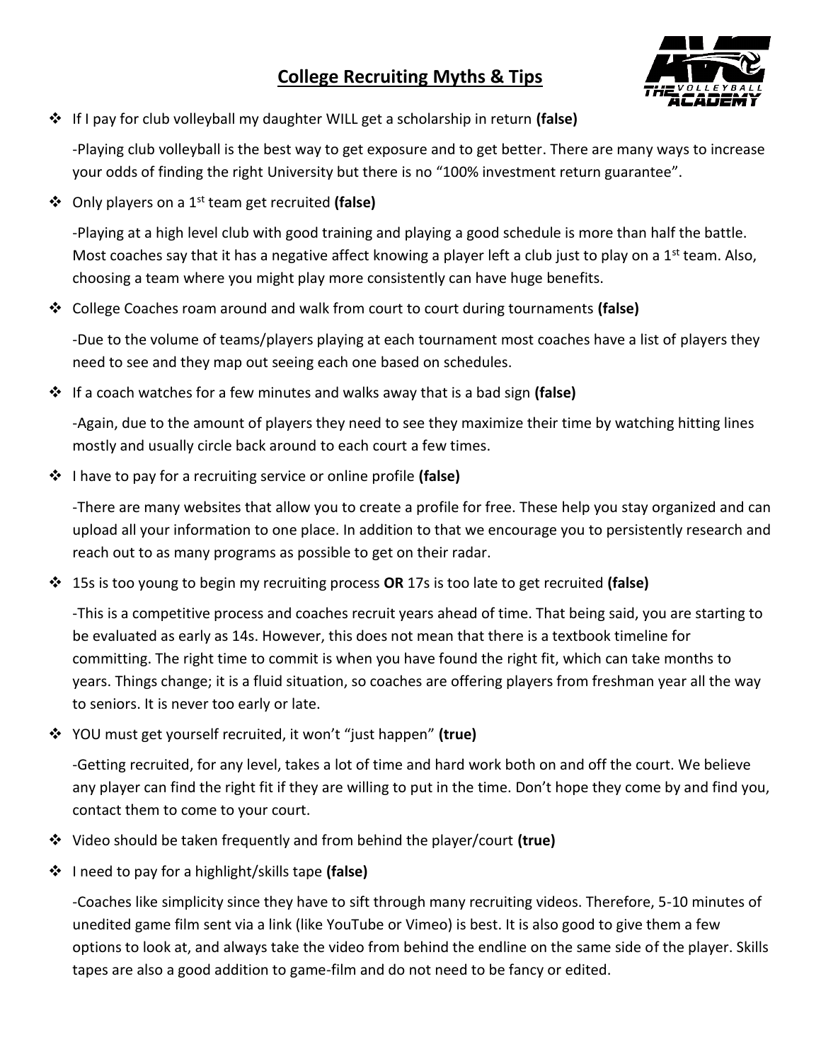# College Recruiting Myths & Tips

- If I pay for club volleyball my daughter WILL get a scholarship in return **(false)**

  -Playing club volleyball is the best way to get exposure and to get better. There are many ways to increase your odds of finding the right University but there is no "100% investment return guarantee".

- Only players on a 1st team get recruited **(false)**

  -Playing at a high level club with good training and playing a good schedule is more than half the battle. Most coaches say that it has a negative affect knowing a player left a club just to play on a 1st team. Also, choosing a team where you might play more consistently can have huge benefits.

- College Coaches roam around and walk from court to court during tournaments **(false)**

  -Due to the volume of teams/players playing at each tournament most coaches have a list of players they need to see and they map out seeing each one based on schedules.

- If a coach watches for a few minutes and walks away that is a bad sign **(false)**

  -Again, due to the amount of players they need to see they maximize their time by watching hitting lines mostly and usually circle back around to each court a few times.

- I have to pay for a recruiting service or online profile **(false)**

  -There are many websites that allow you to create a profile for free. These help you stay organized and can upload all your information to one place. In addition to that we encourage you to persistently research and reach out to as many programs as possible to get on their radar.

- 15s is too young to begin my recruiting process **OR** 17s is too late to get recruited **(false)**

  -This is a competitive process and coaches recruit years ahead of time. That being said, you are starting to be evaluated as early as 14s. However, this does not mean that there is a textbook timeline for committing. The right time to commit is when you have found the right fit, which can take months to years. Things change; it is a fluid situation, so coaches are offering players from freshman year all the way to seniors. It is never too early or late.

- YOU must get yourself recruited, it won't "just happen" **(true)**

  -Getting recruited, for any level, takes a lot of time and hard work both on and off the court. We believe any player can find the right fit if they are willing to put in the time. Don't hope they come by and find you, contact them to come to your court.

- Video should be taken frequently and from behind the player/court **(true)**

- I need to pay for a highlight/skills tape **(false)**

  -Coaches like simplicity since they have to sift through many recruiting videos. Therefore, 5-10 minutes of unedited game film sent via a link (like YouTube or Vimeo) is best. It is also good to give them a few options to look at, and always take the video from behind the endline on the same side of the player. Skills tapes are also a good addition to game-film and do not need to be fancy or edited.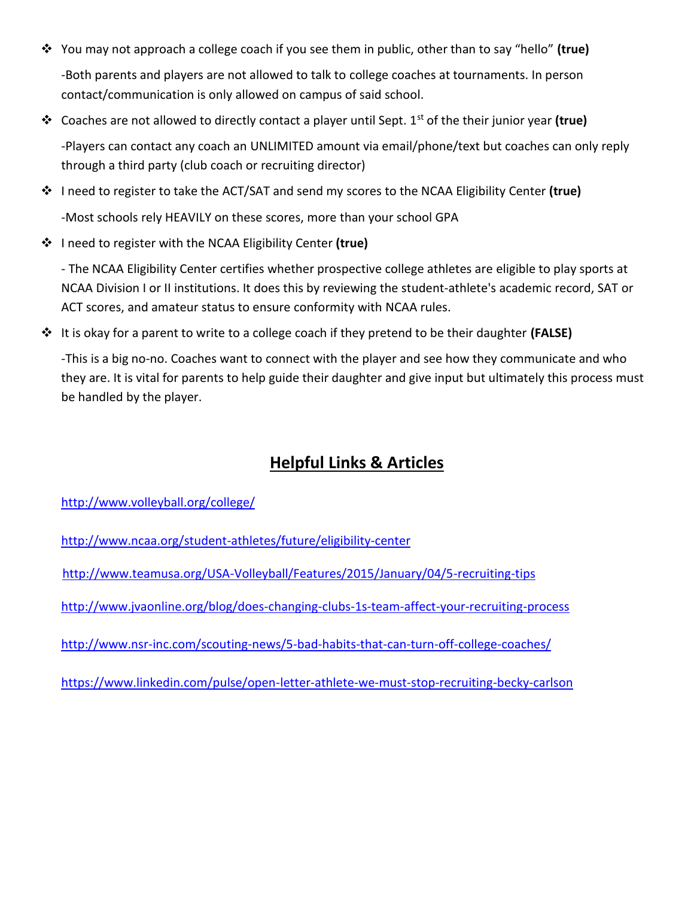- You may not approach a college coach if you see them in public, other than to say "hello" **(true)**

  -Both parents and players are not allowed to talk to college coaches at tournaments. In person contact/communication is only allowed on campus of said school.

- Coaches are not allowed to directly contact a player until Sept. 1st of the their junior year **(true)**

  -Players can contact any coach an UNLIMITED amount via email/phone/text but coaches can only reply through a third party (club coach or recruiting director)

- I need to register to take the ACT/SAT and send my scores to the NCAA Eligibility Center **(true)**

  -Most schools rely HEAVILY on these scores, more than your school GPA

- I need to register with the NCAA Eligibility Center **(true)**

  - The NCAA Eligibility Center certifies whether prospective college athletes are eligible to play sports at NCAA Division I or II institutions. It does this by reviewing the student-athlete's academic record, SAT or ACT scores, and amateur status to ensure conformity with NCAA rules.

- It is okay for a parent to write to a college coach if they pretend to be their daughter **(FALSE)**

  -This is a big no-no. Coaches want to connect with the player and see how they communicate and who they are. It is vital for parents to help guide their daughter and give input but ultimately this process must be handled by the player.

## Helpful Links & Articles

http://www.volleyball.org/college/

http://www.ncaa.org/student-athletes/future/eligibility-center

http://www.teamusa.org/USA-Volleyball/Features/2015/January/04/5-recruiting-tips

http://www.jvaonline.org/blog/does-changing-clubs-1s-team-affect-your-recruiting-process

http://www.nsr-inc.com/scouting-news/5-bad-habits-that-can-turn-off-college-coaches/

https://www.linkedin.com/pulse/open-letter-athlete-we-must-stop-recruiting-becky-carlson